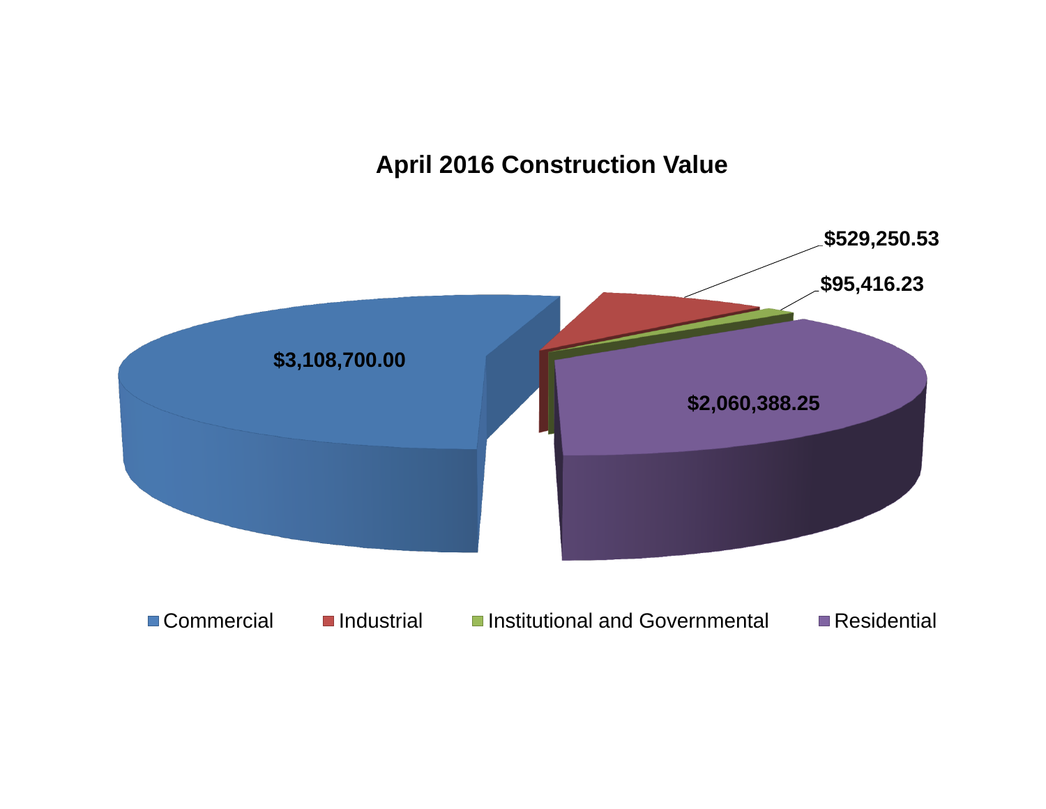# April 2016 Construction Value

| Category | Value |
| --- | --- |
| Commercial | $3,108,700.00 |
| Industrial | $529,250.53 |
| Institutional and Governmental | $95,416.23 |
| Residential | $2,060,388.25 |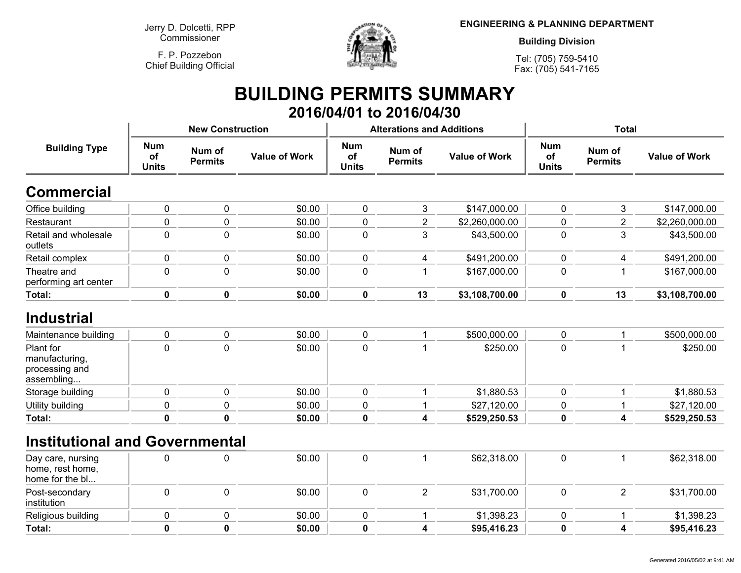Jerry D. Dolcetti, RPP
Commissioner

F. P. Pozzebon
Chief Building Official

**ENGINEERING & PLANNING DEPARTMENT**

**Building Division**

Tel: (705) 759-5410
Fax: (705) 541-7165

# BUILDING PERMITS SUMMARY

## 2016/04/01 to 2016/04/30

| Building Type | New Construction | | | Alterations and Additions | | | Total | | |
|---|---|---|---|---|---|---|---|---|---|
| | Num of Units | Num of Permits | Value of Work | Num of Units | Num of Permits | Value of Work | Num of Units | Num of Permits | Value of Work |
| **Commercial** | | | | | | | | | |
| Office building | 0 | 0 | $0.00 | 0 | 3 | $147,000.00 | 0 | 3 | $147,000.00 |
| Restaurant | 0 | 0 | $0.00 | 0 | 2 | $2,260,000.00 | 0 | 2 | $2,260,000.00 |
| Retail and wholesale outlets | 0 | 0 | $0.00 | 0 | 3 | $43,500.00 | 0 | 3 | $43,500.00 |
| Retail complex | 0 | 0 | $0.00 | 0 | 4 | $491,200.00 | 0 | 4 | $491,200.00 |
| Theatre and performing art center | 0 | 0 | $0.00 | 0 | 1 | $167,000.00 | 0 | 1 | $167,000.00 |
| **Total:** | **0** | **0** | **$0.00** | **0** | **13** | **$3,108,700.00** | **0** | **13** | **$3,108,700.00** |
| **Industrial** | | | | | | | | | |
| Maintenance building | 0 | 0 | $0.00 | 0 | 1 | $500,000.00 | 0 | 1 | $500,000.00 |
| Plant for manufacturing, processing and assembling... | 0 | 0 | $0.00 | 0 | 1 | $250.00 | 0 | 1 | $250.00 |
| Storage building | 0 | 0 | $0.00 | 0 | 1 | $1,880.53 | 0 | 1 | $1,880.53 |
| Utility building | 0 | 0 | $0.00 | 0 | 1 | $27,120.00 | 0 | 1 | $27,120.00 |
| **Total:** | **0** | **0** | **$0.00** | **0** | **4** | **$529,250.53** | **0** | **4** | **$529,250.53** |
| **Institutional and Governmental** | | | | | | | | | |
| Day care, nursing home, rest home, home for the bl... | 0 | 0 | $0.00 | 0 | 1 | $62,318.00 | 0 | 1 | $62,318.00 |
| Post-secondary institution | 0 | 0 | $0.00 | 0 | 2 | $31,700.00 | 0 | 2 | $31,700.00 |
| Religious building | 0 | 0 | $0.00 | 0 | 1 | $1,398.23 | 0 | 1 | $1,398.23 |
| **Total:** | **0** | **0** | **$0.00** | **0** | **4** | **$95,416.23** | **0** | **4** | **$95,416.23** |

Generated 2016/05/02 at 9:41 AM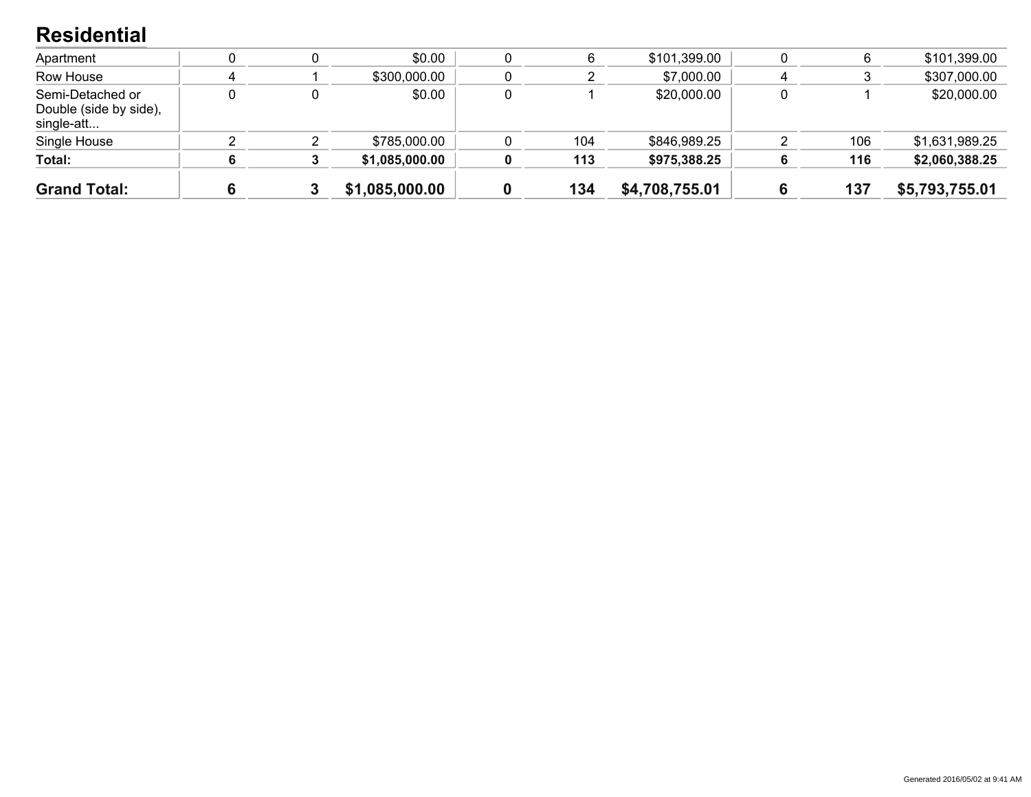## Residential

| | | | | | | | | | |
|---|---|---|---|---|---|---|---|---|---|
| Apartment | 0 | 0 | $0.00 | 0 | 6 | $101,399.00 | 0 | 6 | $101,399.00 |
| Row House | 4 | 1 | $300,000.00 | 0 | 2 | $7,000.00 | 4 | 3 | $307,000.00 |
| Semi-Detached or Double (side by side), single-att... | 0 | 0 | $0.00 | 0 | 1 | $20,000.00 | 0 | 1 | $20,000.00 |
| Single House | 2 | 2 | $785,000.00 | 0 | 104 | $846,989.25 | 2 | 106 | $1,631,989.25 |
| **Total:** | **6** | **3** | **$1,085,000.00** | **0** | **113** | **$975,388.25** | **6** | **116** | **$2,060,388.25** |
| **Grand Total:** | **6** | **3** | **$1,085,000.00** | **0** | **134** | **$4,708,755.01** | **6** | **137** | **$5,793,755.01** |

Generated 2016/05/02 at 9:41 AM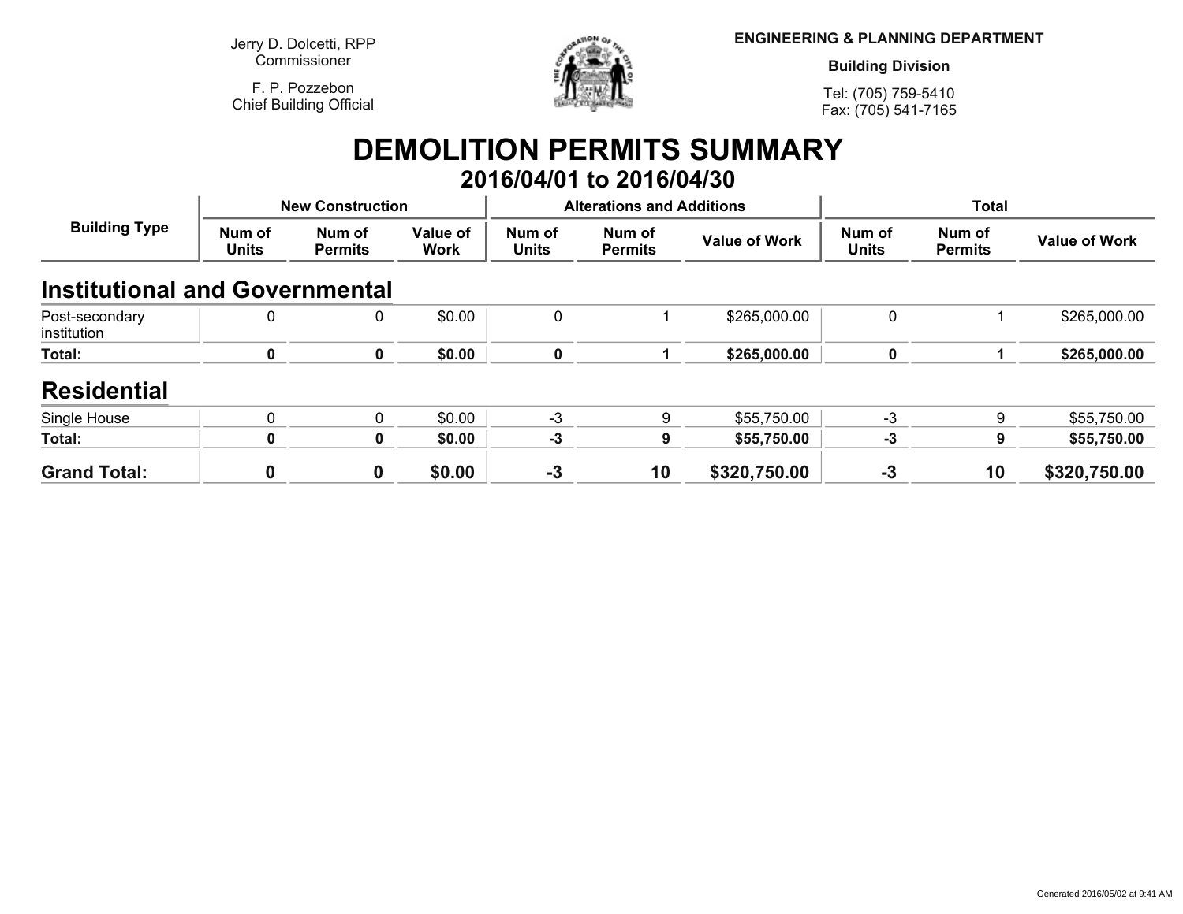Jerry D. Dolcetti, RPP
Commissioner

F. P. Pozzebon
Chief Building Official

**ENGINEERING & PLANNING DEPARTMENT**

**Building Division**

Tel: (705) 759-5410
Fax: (705) 541-7165

# DEMOLITION PERMITS SUMMARY

## 2016/04/01 to 2016/04/30

| Building Type | New Construction | | | Alterations and Additions | | | Total | | |
|---|---|---|---|---|---|---|---|---|---|
| | Num of Units | Num of Permits | Value of Work | Num of Units | Num of Permits | Value of Work | Num of Units | Num of Permits | Value of Work |
| **Institutional and Governmental** | | | | | | | | | |
| Post-secondary institution | 0 | 0 | $0.00 | 0 | 1 | $265,000.00 | 0 | 1 | $265,000.00 |
| **Total:** | **0** | **0** | **$0.00** | **0** | **1** | **$265,000.00** | **0** | **1** | **$265,000.00** |
| **Residential** | | | | | | | | | |
| Single House | 0 | 0 | $0.00 | -3 | 9 | $55,750.00 | -3 | 9 | $55,750.00 |
| **Total:** | **0** | **0** | **$0.00** | **-3** | **9** | **$55,750.00** | **-3** | **9** | **$55,750.00** |
| **Grand Total:** | **0** | **0** | **$0.00** | **-3** | **10** | **$320,750.00** | **-3** | **10** | **$320,750.00** |

Generated 2016/05/02 at 9:41 AM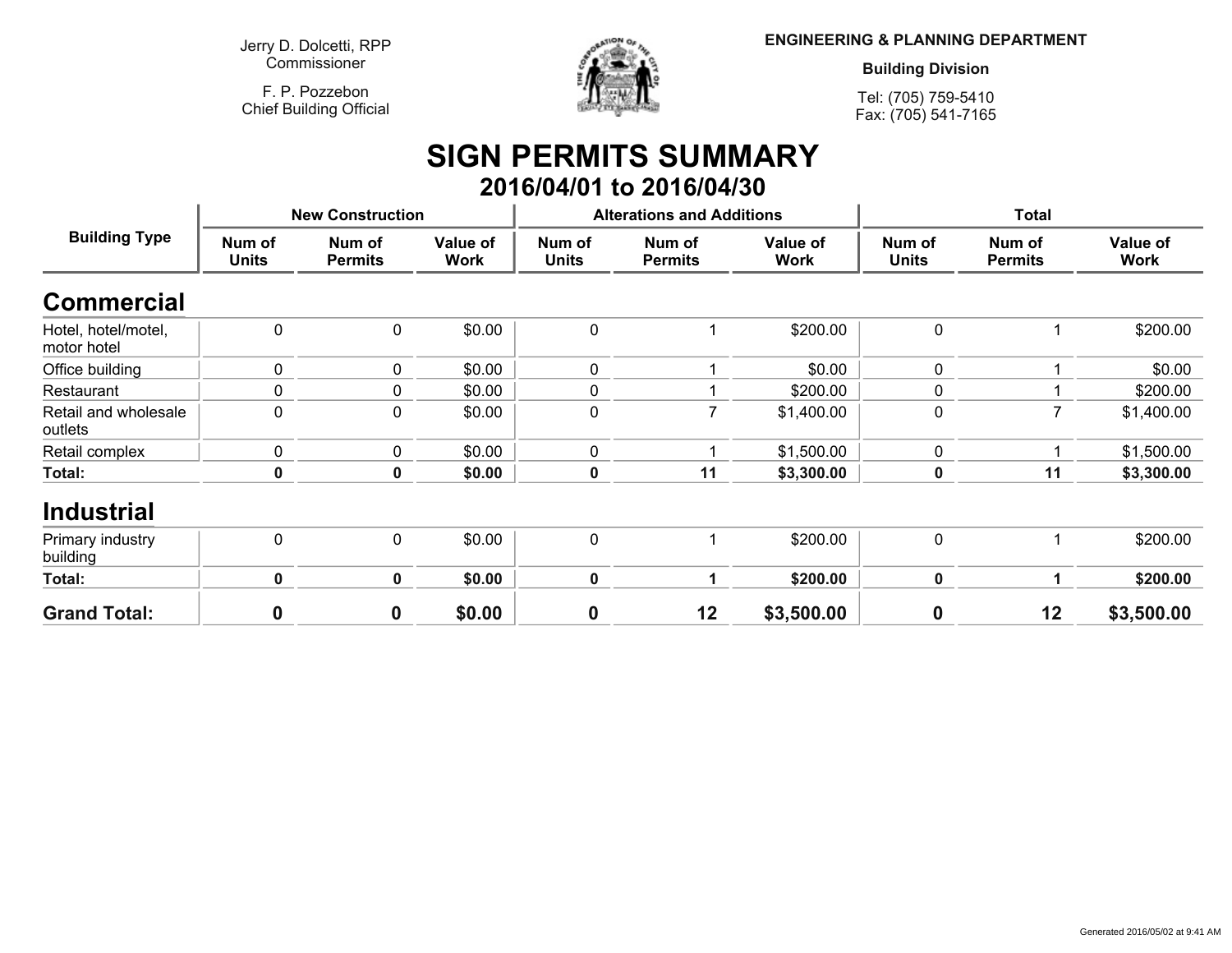Jerry D. Dolcetti, RPP
Commissioner

F. P. Pozzebon
Chief Building Official

**ENGINEERING & PLANNING DEPARTMENT**

**Building Division**

Tel: (705) 759-5410
Fax: (705) 541-7165

# SIGN PERMITS SUMMARY

## 2016/04/01 to 2016/04/30

| Building Type | New Construction | | | Alterations and Additions | | | Total | | |
|---|---|---|---|---|---|---|---|---|---|
| | Num of Units | Num of Permits | Value of Work | Num of Units | Num of Permits | Value of Work | Num of Units | Num of Permits | Value of Work |
| **Commercial** | | | | | | | | | |
| Hotel, hotel/motel, motor hotel | 0 | 0 | $0.00 | 0 | 1 | $200.00 | 0 | 1 | $200.00 |
| Office building | 0 | 0 | $0.00 | 0 | 1 | $0.00 | 0 | 1 | $0.00 |
| Restaurant | 0 | 0 | $0.00 | 0 | 1 | $200.00 | 0 | 1 | $200.00 |
| Retail and wholesale outlets | 0 | 0 | $0.00 | 0 | 7 | $1,400.00 | 0 | 7 | $1,400.00 |
| Retail complex | 0 | 0 | $0.00 | 0 | 1 | $1,500.00 | 0 | 1 | $1,500.00 |
| **Total:** | **0** | **0** | **$0.00** | **0** | **11** | **$3,300.00** | **0** | **11** | **$3,300.00** |
| **Industrial** | | | | | | | | | |
| Primary industry building | 0 | 0 | $0.00 | 0 | 1 | $200.00 | 0 | 1 | $200.00 |
| **Total:** | **0** | **0** | **$0.00** | **0** | **1** | **$200.00** | **0** | **1** | **$200.00** |
| **Grand Total:** | **0** | **0** | **$0.00** | **0** | **12** | **$3,500.00** | **0** | **12** | **$3,500.00** |

Generated 2016/05/02 at 9:41 AM